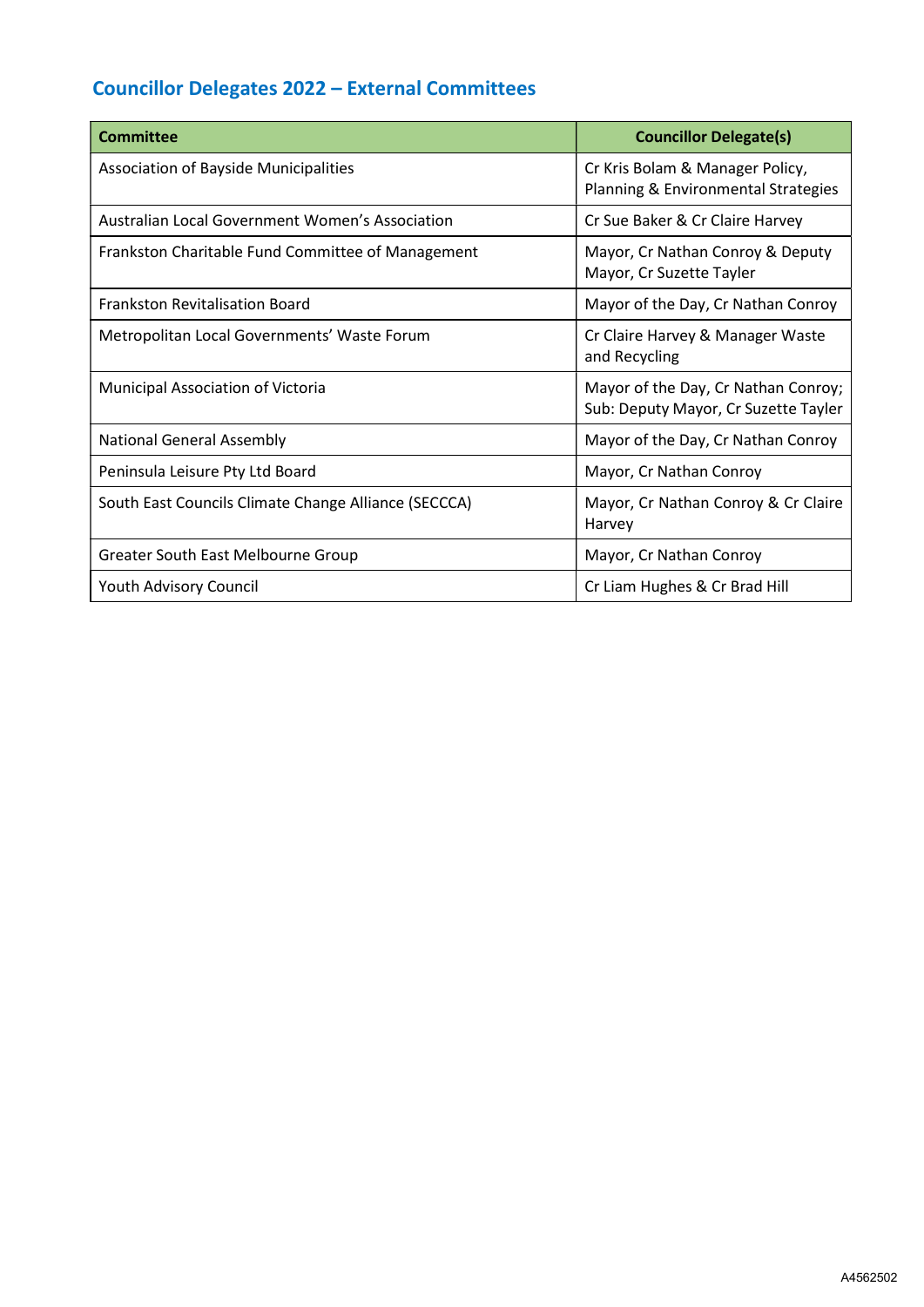## Councillor Delegates 2022 – External Committees

| Committee | Councillor Delegate(s) |
| --- | --- |
| Association of Bayside Municipalities | Cr Kris Bolam & Manager Policy, Planning & Environmental Strategies |
| Australian Local Government Women's Association | Cr Sue Baker & Cr Claire Harvey |
| Frankston Charitable Fund Committee of Management | Mayor, Cr Nathan Conroy & Deputy Mayor, Cr Suzette Tayler |
| Frankston Revitalisation Board | Mayor of the Day, Cr Nathan Conroy |
| Metropolitan Local Governments' Waste Forum | Cr Claire Harvey & Manager Waste and Recycling |
| Municipal Association of Victoria | Mayor of the Day, Cr Nathan Conroy; Sub: Deputy Mayor, Cr Suzette Tayler |
| National General Assembly | Mayor of the Day, Cr Nathan Conroy |
| Peninsula Leisure Pty Ltd Board | Mayor, Cr Nathan Conroy |
| South East Councils Climate Change Alliance (SECCCA) | Mayor, Cr Nathan Conroy & Cr Claire Harvey |
| Greater South East Melbourne Group | Mayor, Cr Nathan Conroy |
| Youth Advisory Council | Cr Liam Hughes & Cr Brad Hill |

A4562502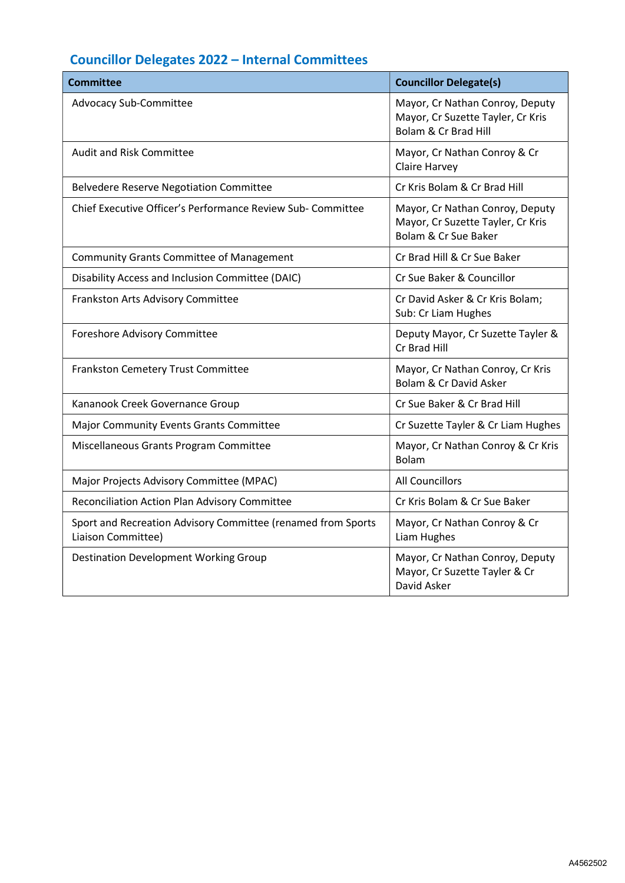## Councillor Delegates 2022 – Internal Committees

| Committee | Councillor Delegate(s) |
|---|---|
| Advocacy Sub-Committee | Mayor, Cr Nathan Conroy, Deputy Mayor, Cr Suzette Tayler, Cr Kris Bolam & Cr Brad Hill |
| Audit and Risk Committee | Mayor, Cr Nathan Conroy & Cr Claire Harvey |
| Belvedere Reserve Negotiation Committee | Cr Kris Bolam & Cr Brad Hill |
| Chief Executive Officer's Performance Review Sub- Committee | Mayor, Cr Nathan Conroy, Deputy Mayor, Cr Suzette Tayler, Cr Kris Bolam & Cr Sue Baker |
| Community Grants Committee of Management | Cr Brad Hill & Cr Sue Baker |
| Disability Access and Inclusion Committee (DAIC) | Cr Sue Baker & Councillor |
| Frankston Arts Advisory Committee | Cr David Asker & Cr Kris Bolam; Sub: Cr Liam Hughes |
| Foreshore Advisory Committee | Deputy Mayor, Cr Suzette Tayler & Cr Brad Hill |
| Frankston Cemetery Trust Committee | Mayor, Cr Nathan Conroy, Cr Kris Bolam & Cr David Asker |
| Kananook Creek Governance Group | Cr Sue Baker & Cr Brad Hill |
| Major Community Events Grants Committee | Cr Suzette Tayler & Cr Liam Hughes |
| Miscellaneous Grants Program Committee | Mayor, Cr Nathan Conroy & Cr Kris Bolam |
| Major Projects Advisory Committee (MPAC) | All Councillors |
| Reconciliation Action Plan Advisory Committee | Cr Kris Bolam & Cr Sue Baker |
| Sport and Recreation Advisory Committee (renamed from Sports Liaison Committee) | Mayor, Cr Nathan Conroy & Cr Liam Hughes |
| Destination Development Working Group | Mayor, Cr Nathan Conroy, Deputy Mayor, Cr Suzette Tayler & Cr David Asker |

A4562502